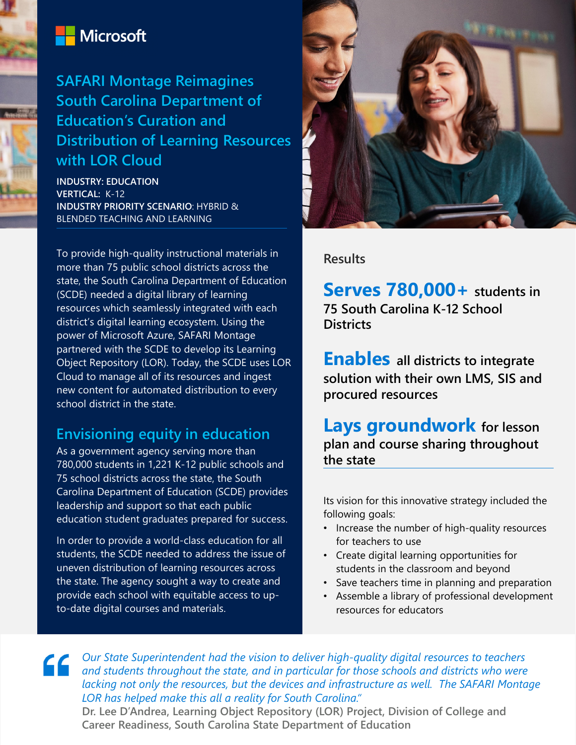Microsoft

# SAFARI Montage Reimagines South Carolina Department of Education's Curation and Distribution of Learning Resources with LOR Cloud

**INDUSTRY: EDUCATION**
**VERTICAL:** K-12
**INDUSTRY PRIORITY SCENARIO**: HYBRID & BLENDED TEACHING AND LEARNING

To provide high-quality instructional materials in more than 75 public school districts across the state, the South Carolina Department of Education (SCDE) needed a digital library of learning resources which seamlessly integrated with each district's digital learning ecosystem. Using the power of Microsoft Azure, SAFARI Montage partnered with the SCDE to develop its Learning Object Repository (LOR). Today, the SCDE uses LOR Cloud to manage all of its resources and ingest new content for automated distribution to every school district in the state.

## Envisioning equity in education

As a government agency serving more than 780,000 students in 1,221 K-12 public schools and 75 school districts across the state, the South Carolina Department of Education (SCDE) provides leadership and support so that each public education student graduates prepared for success.

In order to provide a world-class education for all students, the SCDE needed to address the issue of uneven distribution of learning resources across the state. The agency sought a way to create and provide each school with equitable access to up-to-date digital courses and materials.

## Results

**Serves 780,000+** students in 75 South Carolina K-12 School Districts

**Enables** all districts to integrate solution with their own LMS, SIS and procured resources

**Lays groundwork** for lesson plan and course sharing throughout the state

Its vision for this innovative strategy included the following goals:

- Increase the number of high-quality resources for teachers to use
- Create digital learning opportunities for students in the classroom and beyond
- Save teachers time in planning and preparation
- Assemble a library of professional development resources for educators

> *"Our State Superintendent had the vision to deliver high-quality digital resources to teachers and students throughout the state, and in particular for those schools and districts who were lacking not only the resources, but the devices and infrastructure as well. The SAFARI Montage LOR has helped make this all a reality for South Carolina."*
>
> **Dr. Lee D'Andrea, Learning Object Repository (LOR) Project, Division of College and Career Readiness, South Carolina State Department of Education**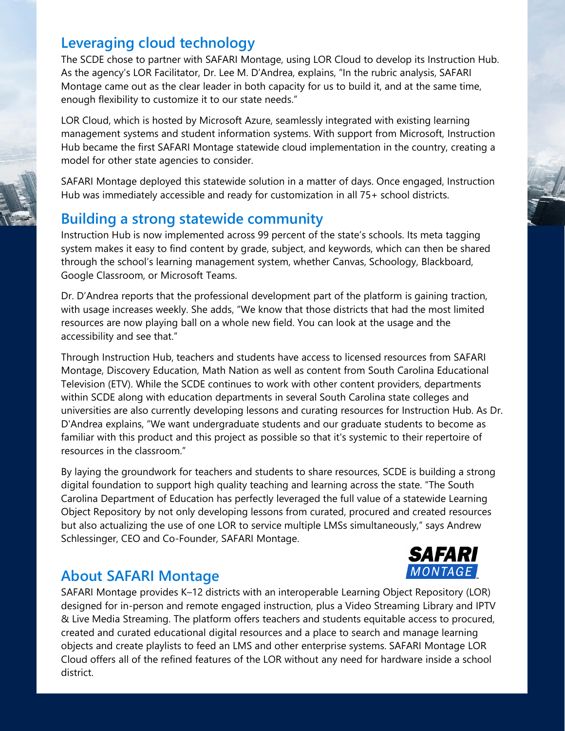## Leveraging cloud technology

The SCDE chose to partner with SAFARI Montage, using LOR Cloud to develop its Instruction Hub. As the agency's LOR Facilitator, Dr. Lee M. D'Andrea, explains, "In the rubric analysis, SAFARI Montage came out as the clear leader in both capacity for us to build it, and at the same time, enough flexibility to customize it to our state needs."

LOR Cloud, which is hosted by Microsoft Azure, seamlessly integrated with existing learning management systems and student information systems. With support from Microsoft, Instruction Hub became the first SAFARI Montage statewide cloud implementation in the country, creating a model for other state agencies to consider.

SAFARI Montage deployed this statewide solution in a matter of days. Once engaged, Instruction Hub was immediately accessible and ready for customization in all 75+ school districts.

## Building a strong statewide community

Instruction Hub is now implemented across 99 percent of the state's schools. Its meta tagging system makes it easy to find content by grade, subject, and keywords, which can then be shared through the school's learning management system, whether Canvas, Schoology, Blackboard, Google Classroom, or Microsoft Teams.

Dr. D'Andrea reports that the professional development part of the platform is gaining traction, with usage increases weekly. She adds, "We know that those districts that had the most limited resources are now playing ball on a whole new field. You can look at the usage and the accessibility and see that."

Through Instruction Hub, teachers and students have access to licensed resources from SAFARI Montage, Discovery Education, Math Nation as well as content from South Carolina Educational Television (ETV). While the SCDE continues to work with other content providers, departments within SCDE along with education departments in several South Carolina state colleges and universities are also currently developing lessons and curating resources for Instruction Hub. As Dr. D'Andrea explains, "We want undergraduate students and our graduate students to become as familiar with this product and this project as possible so that it's systemic to their repertoire of resources in the classroom."

By laying the groundwork for teachers and students to share resources, SCDE is building a strong digital foundation to support high quality teaching and learning across the state. "The South Carolina Department of Education has perfectly leveraged the full value of a statewide Learning Object Repository by not only developing lessons from curated, procured and created resources but also actualizing the use of one LOR to service multiple LMSs simultaneously," says Andrew Schlessinger, CEO and Co-Founder, SAFARI Montage.

## About SAFARI Montage

SAFARI Montage provides K–12 districts with an interoperable Learning Object Repository (LOR) designed for in-person and remote engaged instruction, plus a Video Streaming Library and IPTV & Live Media Streaming. The platform offers teachers and students equitable access to procured, created and curated educational digital resources and a place to search and manage learning objects and create playlists to feed an LMS and other enterprise systems. SAFARI Montage LOR Cloud offers all of the refined features of the LOR without any need for hardware inside a school district.